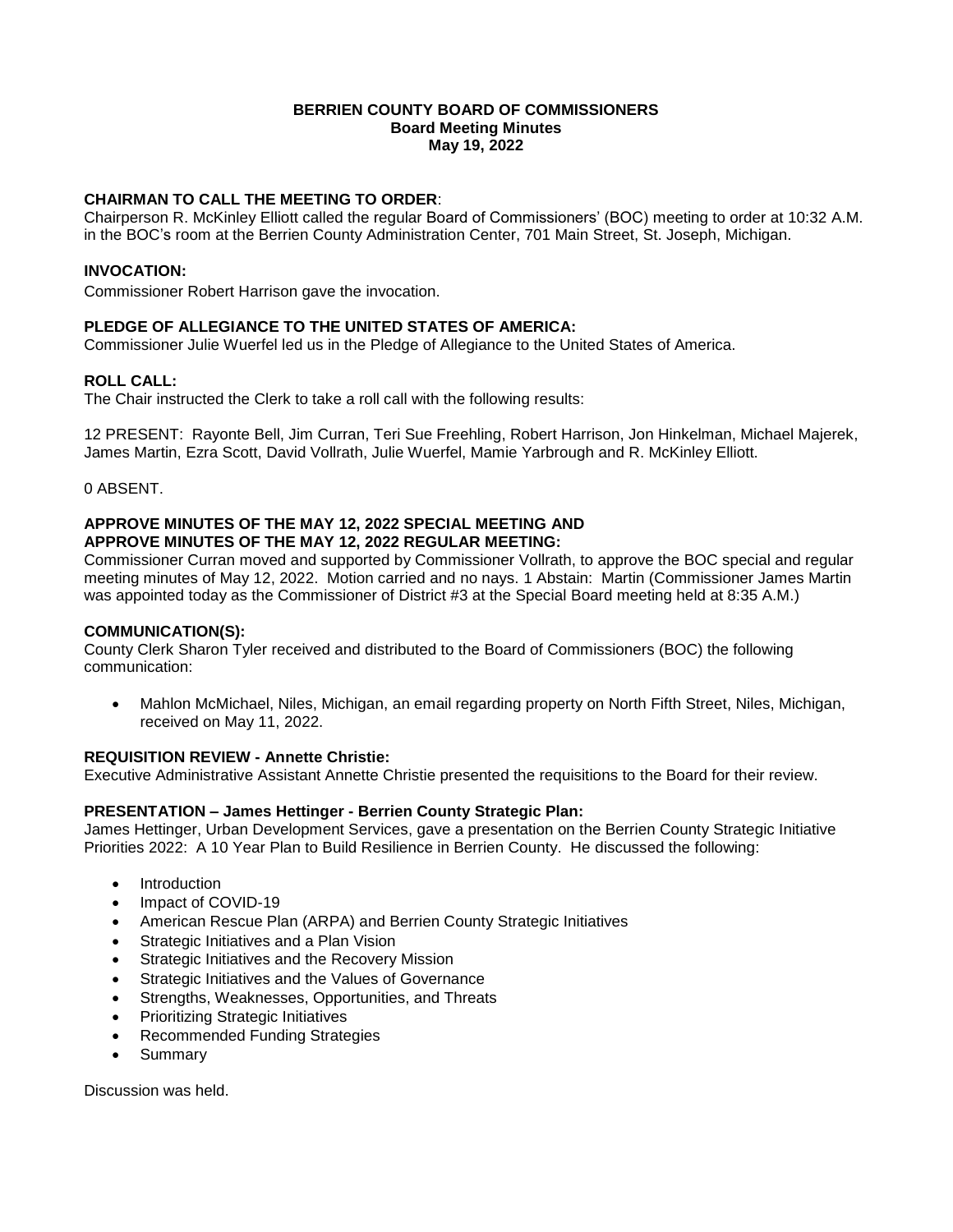# BERRIEN COUNTY BOARD OF COMMISSIONERS
## Board Meeting Minutes
## May 19, 2022

**CHAIRMAN TO CALL THE MEETING TO ORDER**:
Chairperson R. McKinley Elliott called the regular Board of Commissioners' (BOC) meeting to order at 10:32 A.M. in the BOC's room at the Berrien County Administration Center, 701 Main Street, St. Joseph, Michigan.

**INVOCATION:**
Commissioner Robert Harrison gave the invocation.

**PLEDGE OF ALLEGIANCE TO THE UNITED STATES OF AMERICA:**
Commissioner Julie Wuerfel led us in the Pledge of Allegiance to the United States of America.

**ROLL CALL:**
The Chair instructed the Clerk to take a roll call with the following results:

12 PRESENT: Rayonte Bell, Jim Curran, Teri Sue Freehling, Robert Harrison, Jon Hinkelman, Michael Majerek, James Martin, Ezra Scott, David Vollrath, Julie Wuerfel, Mamie Yarbrough and R. McKinley Elliott.

0 ABSENT.

**APPROVE MINUTES OF THE MAY 12, 2022 SPECIAL MEETING AND APPROVE MINUTES OF THE MAY 12, 2022 REGULAR MEETING:**
Commissioner Curran moved and supported by Commissioner Vollrath, to approve the BOC special and regular meeting minutes of May 12, 2022. Motion carried and no nays. 1 Abstain: Martin (Commissioner James Martin was appointed today as the Commissioner of District #3 at the Special Board meeting held at 8:35 A.M.)

**COMMUNICATION(S):**
County Clerk Sharon Tyler received and distributed to the Board of Commissioners (BOC) the following communication:

- Mahlon McMichael, Niles, Michigan, an email regarding property on North Fifth Street, Niles, Michigan, received on May 11, 2022.

**REQUISITION REVIEW - Annette Christie:**
Executive Administrative Assistant Annette Christie presented the requisitions to the Board for their review.

**PRESENTATION – James Hettinger - Berrien County Strategic Plan:**
James Hettinger, Urban Development Services, gave a presentation on the Berrien County Strategic Initiative Priorities 2022: A 10 Year Plan to Build Resilience in Berrien County. He discussed the following:

- Introduction
- Impact of COVID-19
- American Rescue Plan (ARPA) and Berrien County Strategic Initiatives
- Strategic Initiatives and a Plan Vision
- Strategic Initiatives and the Recovery Mission
- Strategic Initiatives and the Values of Governance
- Strengths, Weaknesses, Opportunities, and Threats
- Prioritizing Strategic Initiatives
- Recommended Funding Strategies
- Summary

Discussion was held.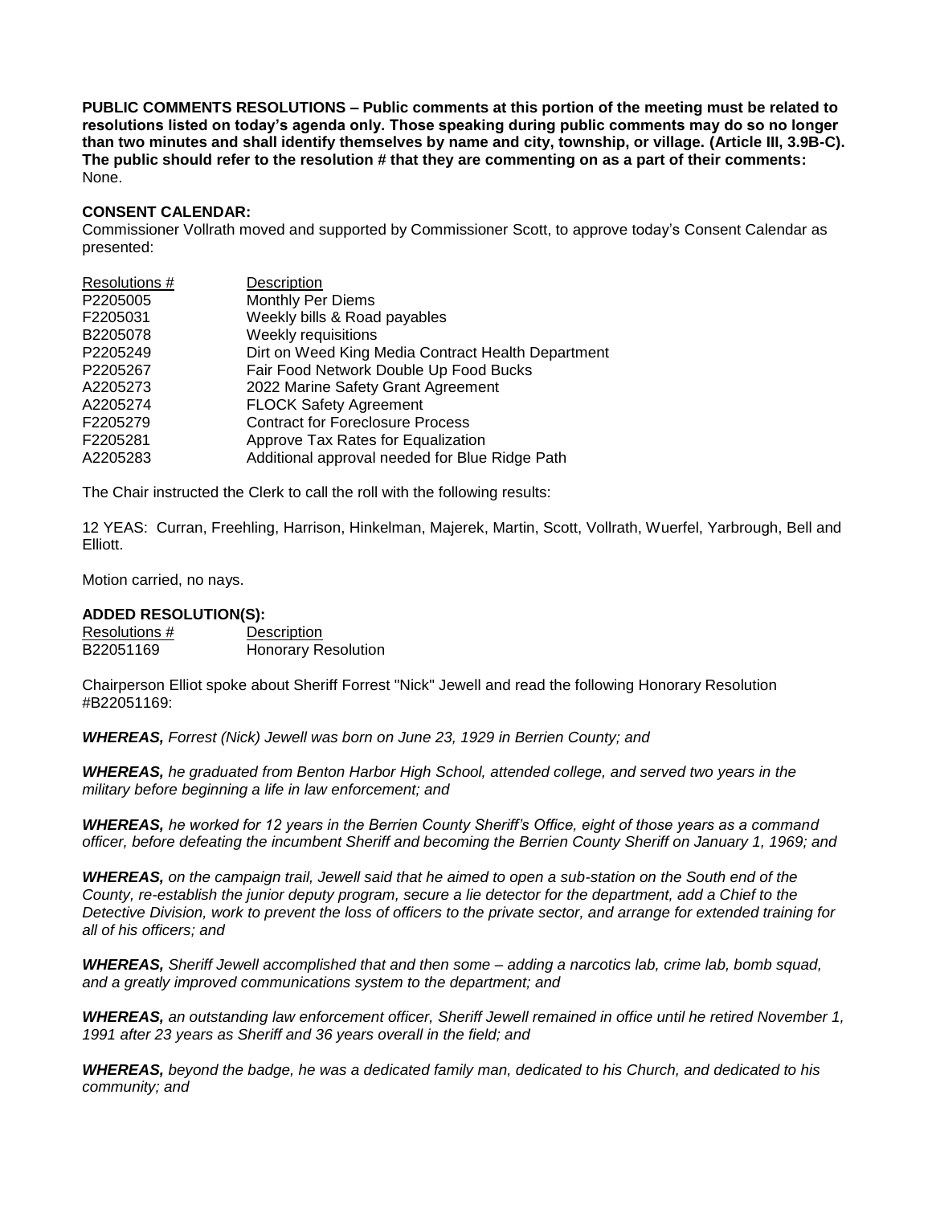**PUBLIC COMMENTS RESOLUTIONS – Public comments at this portion of the meeting must be related to resolutions listed on today's agenda only. Those speaking during public comments may do so no longer than two minutes and shall identify themselves by name and city, township, or village. (Article III, 3.9B-C). The public should refer to the resolution # that they are commenting on as a part of their comments:** None.

**CONSENT CALENDAR:**

Commissioner Vollrath moved and supported by Commissioner Scott, to approve today's Consent Calendar as presented:

| Resolutions # | Description |
|---|---|
| P2205005 | Monthly Per Diems |
| F2205031 | Weekly bills & Road payables |
| B2205078 | Weekly requisitions |
| P2205249 | Dirt on Weed King Media Contract Health Department |
| P2205267 | Fair Food Network Double Up Food Bucks |
| A2205273 | 2022 Marine Safety Grant Agreement |
| A2205274 | FLOCK Safety Agreement |
| F2205279 | Contract for Foreclosure Process |
| F2205281 | Approve Tax Rates for Equalization |
| A2205283 | Additional approval needed for Blue Ridge Path |

The Chair instructed the Clerk to call the roll with the following results:

12 YEAS: Curran, Freehling, Harrison, Hinkelman, Majerek, Martin, Scott, Vollrath, Wuerfel, Yarbrough, Bell and Elliott.

Motion carried, no nays.

**ADDED RESOLUTION(S):**

| Resolutions # | Description |
|---|---|
| B22051169 | Honorary Resolution |

Chairperson Elliot spoke about Sheriff Forrest "Nick" Jewell and read the following Honorary Resolution #B22051169:

***WHEREAS,*** *Forrest (Nick) Jewell was born on June 23, 1929 in Berrien County; and*

***WHEREAS,*** *he graduated from Benton Harbor High School, attended college, and served two years in the military before beginning a life in law enforcement; and*

***WHEREAS,*** *he worked for 12 years in the Berrien County Sheriff's Office, eight of those years as a command officer, before defeating the incumbent Sheriff and becoming the Berrien County Sheriff on January 1, 1969; and*

***WHEREAS,*** *on the campaign trail, Jewell said that he aimed to open a sub-station on the South end of the County, re-establish the junior deputy program, secure a lie detector for the department, add a Chief to the Detective Division, work to prevent the loss of officers to the private sector, and arrange for extended training for all of his officers; and*

***WHEREAS,*** *Sheriff Jewell accomplished that and then some – adding a narcotics lab, crime lab, bomb squad, and a greatly improved communications system to the department; and*

***WHEREAS,*** *an outstanding law enforcement officer, Sheriff Jewell remained in office until he retired November 1, 1991 after 23 years as Sheriff and 36 years overall in the field; and*

***WHEREAS,*** *beyond the badge, he was a dedicated family man, dedicated to his Church, and dedicated to his community; and*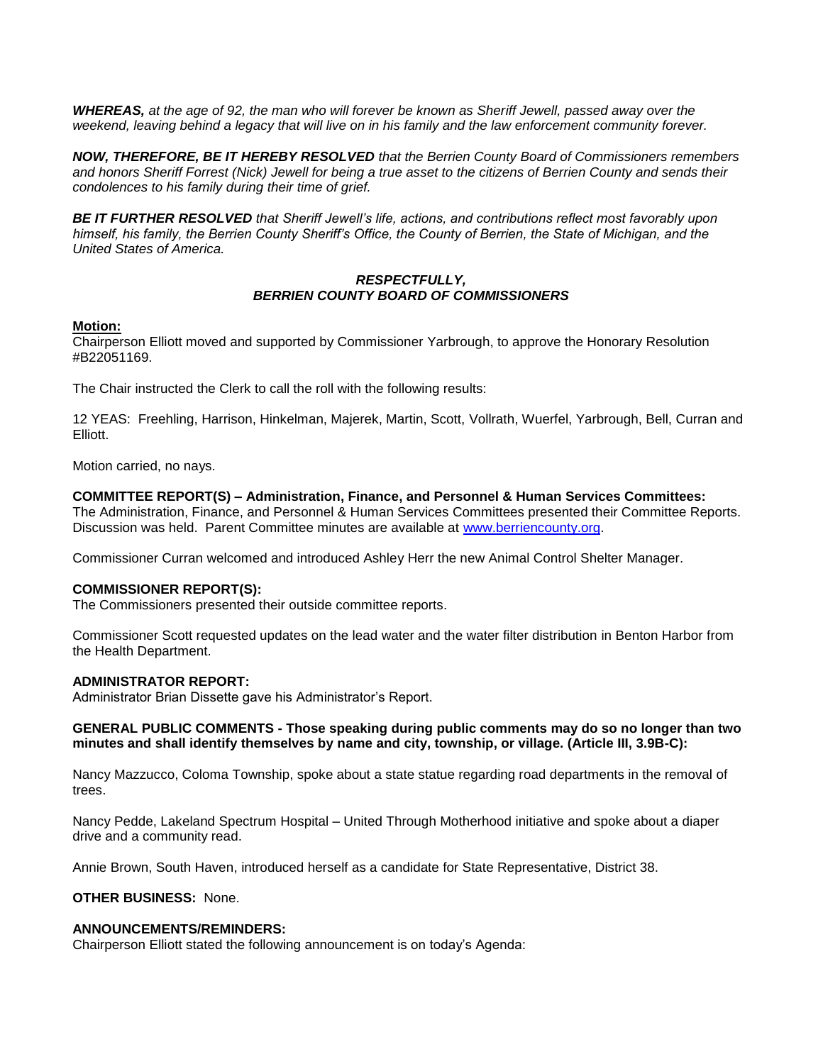***WHEREAS,*** *at the age of 92, the man who will forever be known as Sheriff Jewell, passed away over the weekend, leaving behind a legacy that will live on in his family and the law enforcement community forever.*

***NOW, THEREFORE, BE IT HEREBY RESOLVED*** *that the Berrien County Board of Commissioners remembers and honors Sheriff Forrest (Nick) Jewell for being a true asset to the citizens of Berrien County and sends their condolences to his family during their time of grief.*

***BE IT FURTHER RESOLVED*** *that Sheriff Jewell's life, actions, and contributions reflect most favorably upon himself, his family, the Berrien County Sheriff's Office, the County of Berrien, the State of Michigan, and the United States of America.*

***RESPECTFULLY,***
***BERRIEN COUNTY BOARD OF COMMISSIONERS***

**Motion:**
Chairperson Elliott moved and supported by Commissioner Yarbrough, to approve the Honorary Resolution #B22051169.

The Chair instructed the Clerk to call the roll with the following results:

12 YEAS: Freehling, Harrison, Hinkelman, Majerek, Martin, Scott, Vollrath, Wuerfel, Yarbrough, Bell, Curran and Elliott.

Motion carried, no nays.

**COMMITTEE REPORT(S) – Administration, Finance, and Personnel & Human Services Committees:**
The Administration, Finance, and Personnel & Human Services Committees presented their Committee Reports. Discussion was held. Parent Committee minutes are available at www.berriencounty.org.

Commissioner Curran welcomed and introduced Ashley Herr the new Animal Control Shelter Manager.

**COMMISSIONER REPORT(S):**
The Commissioners presented their outside committee reports.

Commissioner Scott requested updates on the lead water and the water filter distribution in Benton Harbor from the Health Department.

**ADMINISTRATOR REPORT:**
Administrator Brian Dissette gave his Administrator's Report.

**GENERAL PUBLIC COMMENTS - Those speaking during public comments may do so no longer than two minutes and shall identify themselves by name and city, township, or village. (Article III, 3.9B-C):**

Nancy Mazzucco, Coloma Township, spoke about a state statue regarding road departments in the removal of trees.

Nancy Pedde, Lakeland Spectrum Hospital – United Through Motherhood initiative and spoke about a diaper drive and a community read.

Annie Brown, South Haven, introduced herself as a candidate for State Representative, District 38.

**OTHER BUSINESS:** None.

**ANNOUNCEMENTS/REMINDERS:**
Chairperson Elliott stated the following announcement is on today's Agenda: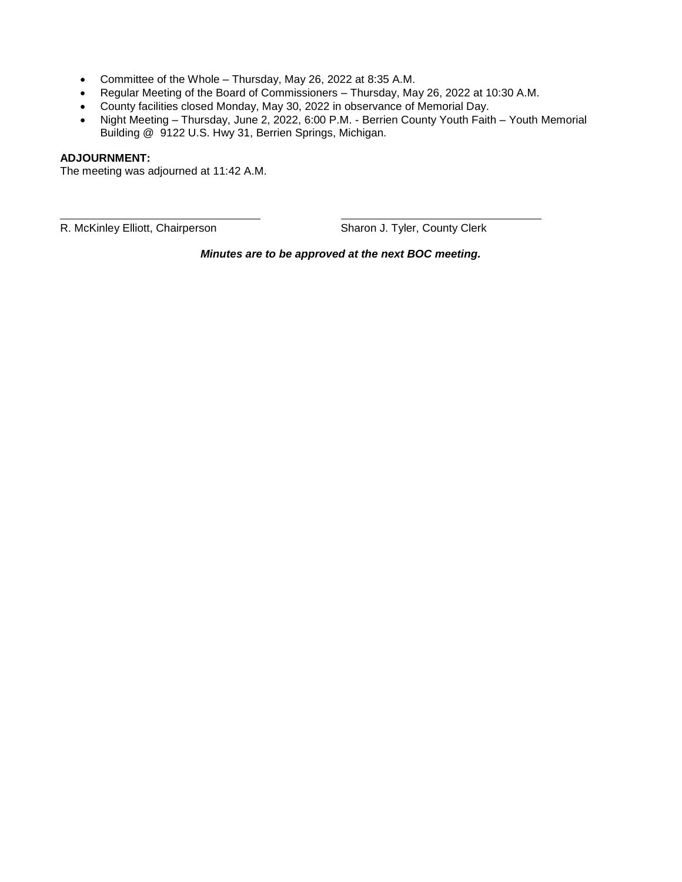- Committee of the Whole – Thursday, May 26, 2022 at 8:35 A.M.
- Regular Meeting of the Board of Commissioners – Thursday, May 26, 2022 at 10:30 A.M.
- County facilities closed Monday, May 30, 2022 in observance of Memorial Day.
- Night Meeting – Thursday, June 2, 2022, 6:00 P.M. - Berrien County Youth Faith – Youth Memorial Building @ 9122 U.S. Hwy 31, Berrien Springs, Michigan.

**ADJOURNMENT:**
The meeting was adjourned at 11:42 A.M.

| | |
|---|---|
| R. McKinley Elliott, Chairperson | Sharon J. Tyler, County Clerk |

***Minutes are to be approved at the next BOC meeting.***